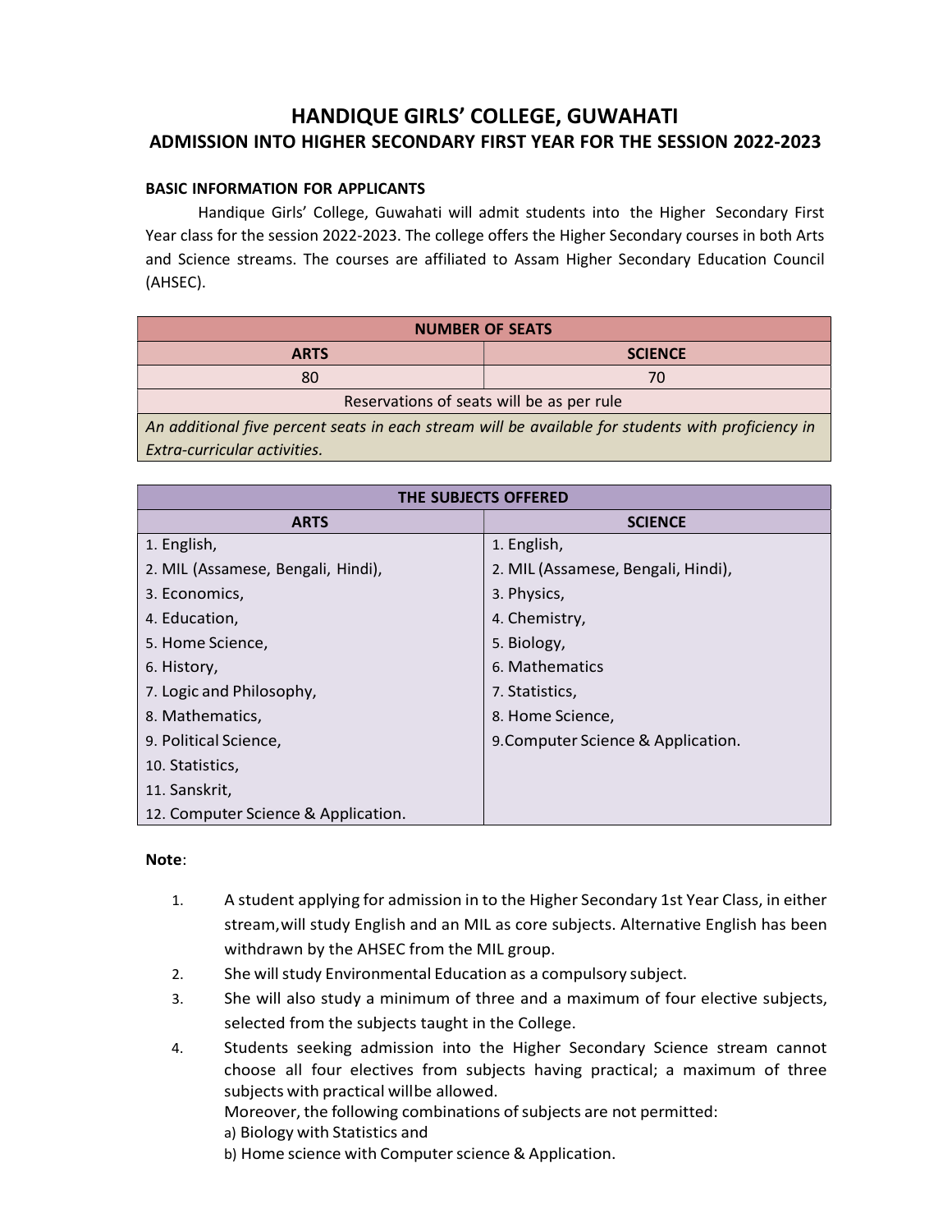# HANDIQUE GIRLS' COLLEGE, GUWAHATI

## ADMISSION INTO HIGHER SECONDARY FIRST YEAR FOR THE SESSION 2022-2023

**BASIC INFORMATION FOR APPLICANTS**

Handique Girls' College, Guwahati will admit students into the Higher Secondary First Year class for the session 2022-2023. The college offers the Higher Secondary courses in both Arts and Science streams. The courses are affiliated to Assam Higher Secondary Education Council (AHSEC).

| NUMBER OF SEATS | |
|---|---|
| **ARTS** | **SCIENCE** |
| 80 | 70 |
| Reservations of seats will be as per rule | |
| *An additional five percent seats in each stream will be available for students with proficiency in Extra-curricular activities.* | |

| THE SUBJECTS OFFERED | |
|---|---|
| **ARTS** | **SCIENCE** |
| 1. English, | 1. English, |
| 2. MIL (Assamese, Bengali, Hindi), | 2. MIL (Assamese, Bengali, Hindi), |
| 3. Economics, | 3. Physics, |
| 4. Education, | 4. Chemistry, |
| 5. Home Science, | 5. Biology, |
| 6. History, | 6. Mathematics |
| 7. Logic and Philosophy, | 7. Statistics, |
| 8. Mathematics, | 8. Home Science, |
| 9. Political Science, | 9.Computer Science & Application. |
| 10. Statistics, | |
| 11. Sanskrit, | |
| 12. Computer Science & Application. | |

**Note**:

1. A student applying for admission in to the Higher Secondary 1st Year Class, in either stream, will study English and an MIL as core subjects. Alternative English has been withdrawn by the AHSEC from the MIL group.
2. She will study Environmental Education as a compulsory subject.
3. She will also study a minimum of three and a maximum of four elective subjects, selected from the subjects taught in the College.
4. Students seeking admission into the Higher Secondary Science stream cannot choose all four electives from subjects having practical; a maximum of three subjects with practical will be allowed.
   Moreover, the following combinations of subjects are not permitted:
   a) Biology with Statistics and
   b) Home science with Computer science & Application.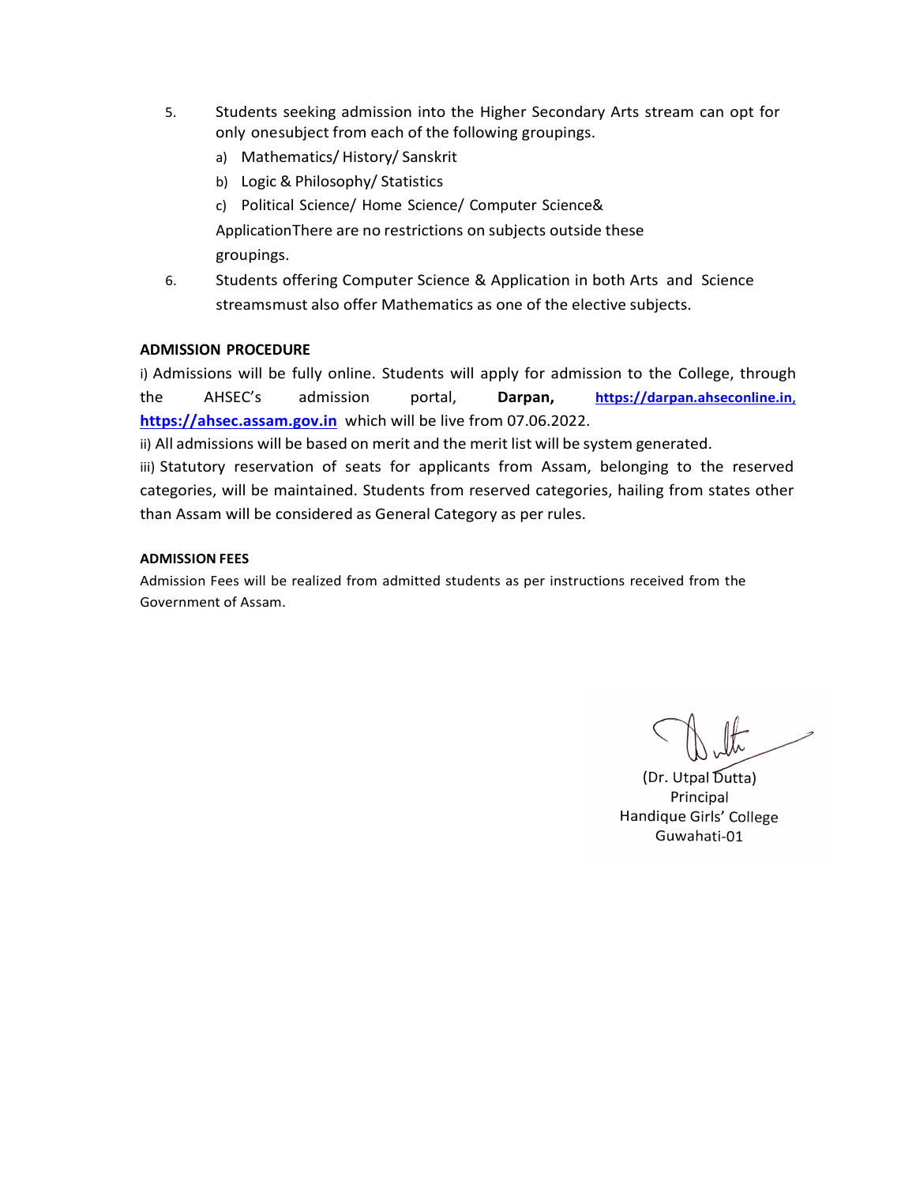5. Students seeking admission into the Higher Secondary Arts stream can opt for only onesubject from each of the following groupings.
   a) Mathematics/ History/ Sanskrit
   b) Logic & Philosophy/ Statistics
   c) Political Science/ Home Science/ Computer Science& ApplicationThere are no restrictions on subjects outside these groupings.
6. Students offering Computer Science & Application in both Arts and Science streamsmust also offer Mathematics as one of the elective subjects.

**ADMISSION PROCEDURE**

i) Admissions will be fully online. Students will apply for admission to the College, through the AHSEC's admission portal, **Darpan,** https://darpan.ahseconline.in, **https://ahsec.assam.gov.in** which will be live from 07.06.2022.

ii) All admissions will be based on merit and the merit list will be system generated.

iii) Statutory reservation of seats for applicants from Assam, belonging to the reserved categories, will be maintained. Students from reserved categories, hailing from states other than Assam will be considered as General Category as per rules.

**ADMISSION FEES**

Admission Fees will be realized from admitted students as per instructions received from the Government of Assam.

(Dr. Utpal Dutta)
Principal
Handique Girls' College
Guwahati-01